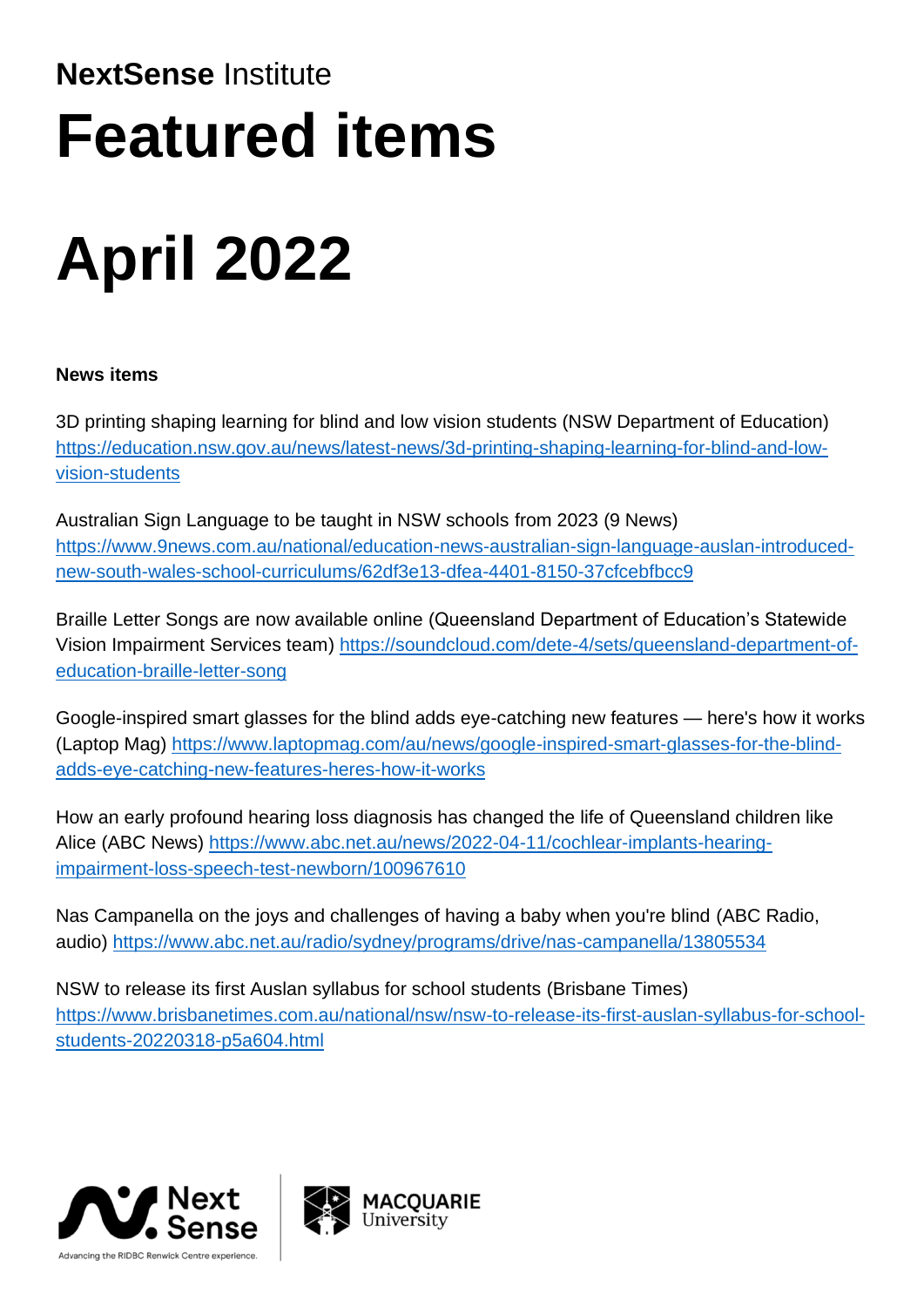**NextSense** Institute

# Featured items

# April 2022

**News items**

3D printing shaping learning for blind and low vision students (NSW Department of Education) https://education.nsw.gov.au/news/latest-news/3d-printing-shaping-learning-for-blind-and-low-vision-students

Australian Sign Language to be taught in NSW schools from 2023 (9 News) https://www.9news.com.au/national/education-news-australian-sign-language-auslan-introduced-new-south-wales-school-curriculums/62df3e13-dfea-4401-8150-37cfcebfbcc9

Braille Letter Songs are now available online (Queensland Department of Education's Statewide Vision Impairment Services team) https://soundcloud.com/dete-4/sets/queensland-department-of-education-braille-letter-song

Google-inspired smart glasses for the blind adds eye-catching new features — here's how it works (Laptop Mag) https://www.laptopmag.com/au/news/google-inspired-smart-glasses-for-the-blind-adds-eye-catching-new-features-heres-how-it-works

How an early profound hearing loss diagnosis has changed the life of Queensland children like Alice (ABC News) https://www.abc.net.au/news/2022-04-11/cochlear-implants-hearing-impairment-loss-speech-test-newborn/100967610

Nas Campanella on the joys and challenges of having a baby when you're blind (ABC Radio, audio) https://www.abc.net.au/radio/sydney/programs/drive/nas-campanella/13805534

NSW to release its first Auslan syllabus for school students (Brisbane Times) https://www.brisbanetimes.com.au/national/nsw/nsw-to-release-its-first-auslan-syllabus-for-school-students-20220318-p5a604.html

Next Sense — Advancing the RIDBC Renwick Centre experience.

MACQUARIE University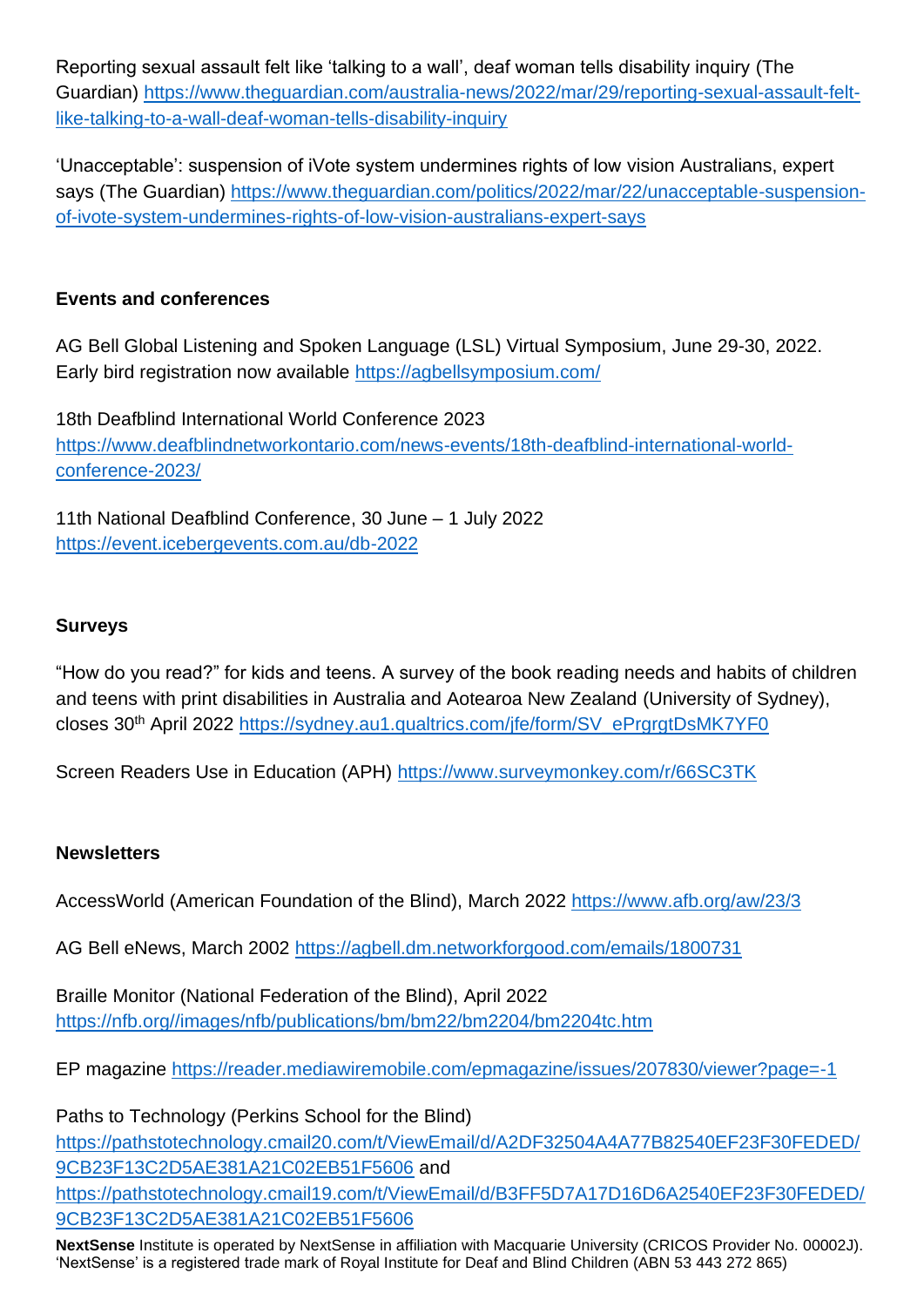Reporting sexual assault felt like 'talking to a wall', deaf woman tells disability inquiry (The Guardian) https://www.theguardian.com/australia-news/2022/mar/29/reporting-sexual-assault-felt-like-talking-to-a-wall-deaf-woman-tells-disability-inquiry

'Unacceptable': suspension of iVote system undermines rights of low vision Australians, expert says (The Guardian) https://www.theguardian.com/politics/2022/mar/22/unacceptable-suspension-of-ivote-system-undermines-rights-of-low-vision-australians-expert-says

**Events and conferences**

AG Bell Global Listening and Spoken Language (LSL) Virtual Symposium, June 29-30, 2022. Early bird registration now available https://agbellsymposium.com/

18th Deafblind International World Conference 2023 https://www.deafblindnetworkontario.com/news-events/18th-deafblind-international-world-conference-2023/

11th National Deafblind Conference, 30 June – 1 July 2022 https://event.icebergevents.com.au/db-2022

**Surveys**

"How do you read?" for kids and teens. A survey of the book reading needs and habits of children and teens with print disabilities in Australia and Aotearoa New Zealand (University of Sydney), closes 30th April 2022 https://sydney.au1.qualtrics.com/jfe/form/SV_ePrgrgtDsMK7YF0

Screen Readers Use in Education (APH) https://www.surveymonkey.com/r/66SC3TK

**Newsletters**

AccessWorld (American Foundation of the Blind), March 2022 https://www.afb.org/aw/23/3

AG Bell eNews, March 2002 https://agbell.dm.networkforgood.com/emails/1800731

Braille Monitor (National Federation of the Blind), April 2022 https://nfb.org//images/nfb/publications/bm/bm22/bm2204/bm2204tc.htm

EP magazine https://reader.mediawiremobile.com/epmagazine/issues/207830/viewer?page=-1

Paths to Technology (Perkins School for the Blind) https://pathstotechnology.cmail20.com/t/ViewEmail/d/A2DF32504A4A77B82540EF23F30FEDED/9CB23F13C2D5AE381A21C02EB51F5606 and https://pathstotechnology.cmail19.com/t/ViewEmail/d/B3FF5D7A17D16D6A2540EF23F30FEDED/9CB23F13C2D5AE381A21C02EB51F5606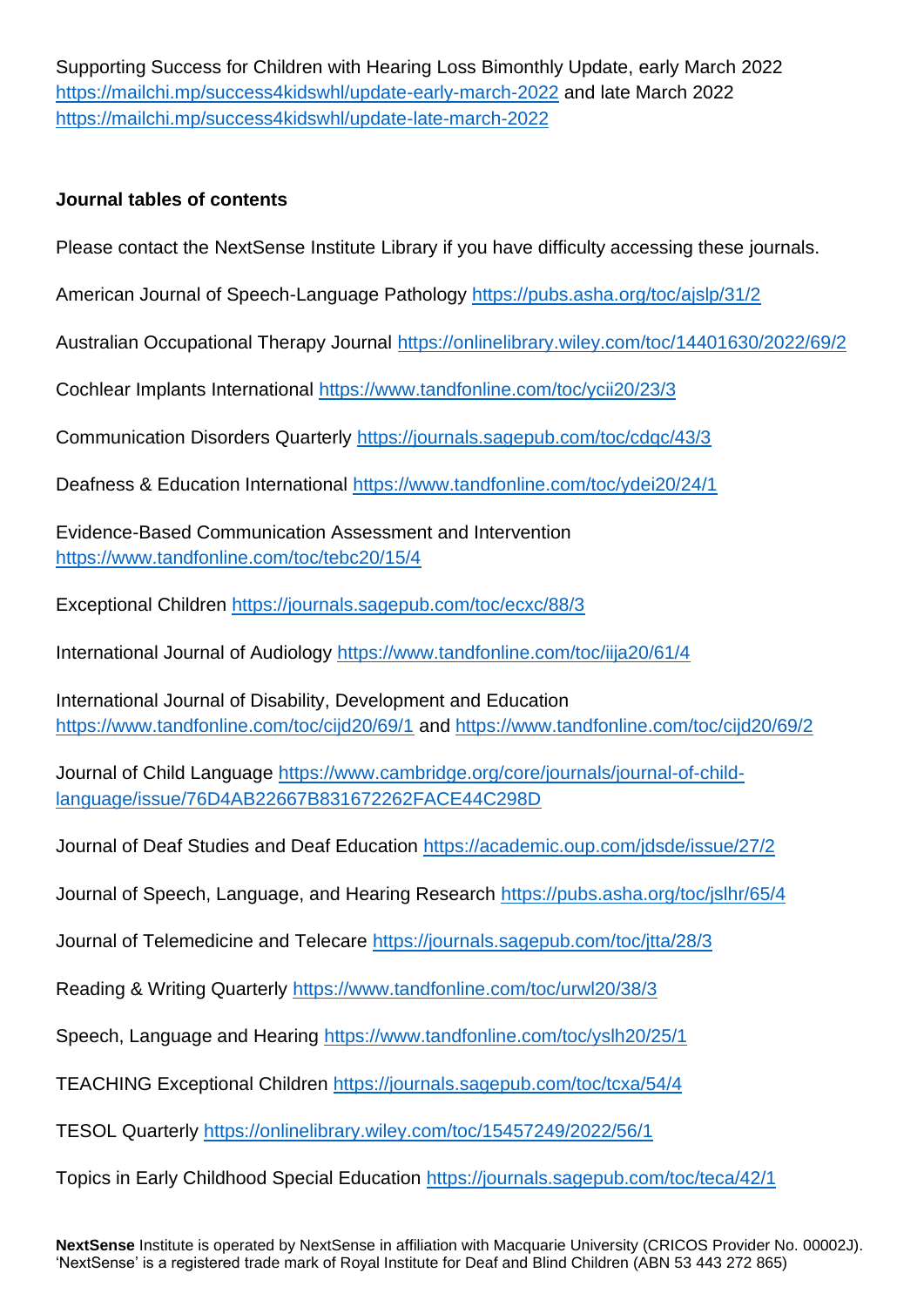Supporting Success for Children with Hearing Loss Bimonthly Update, early March 2022 https://mailchi.mp/success4kidswhl/update-early-march-2022 and late March 2022 https://mailchi.mp/success4kidswhl/update-late-march-2022

**Journal tables of contents**

Please contact the NextSense Institute Library if you have difficulty accessing these journals.

American Journal of Speech-Language Pathology https://pubs.asha.org/toc/ajslp/31/2

Australian Occupational Therapy Journal https://onlinelibrary.wiley.com/toc/14401630/2022/69/2

Cochlear Implants International https://www.tandfonline.com/toc/ycii20/23/3

Communication Disorders Quarterly https://journals.sagepub.com/toc/cdqc/43/3

Deafness & Education International https://www.tandfonline.com/toc/ydei20/24/1

Evidence-Based Communication Assessment and Intervention https://www.tandfonline.com/toc/tebc20/15/4

Exceptional Children https://journals.sagepub.com/toc/ecxc/88/3

International Journal of Audiology https://www.tandfonline.com/toc/iija20/61/4

International Journal of Disability, Development and Education https://www.tandfonline.com/toc/cijd20/69/1 and https://www.tandfonline.com/toc/cijd20/69/2

Journal of Child Language https://www.cambridge.org/core/journals/journal-of-child-language/issue/76D4AB22667B831672262FACE44C298D

Journal of Deaf Studies and Deaf Education https://academic.oup.com/jdsde/issue/27/2

Journal of Speech, Language, and Hearing Research https://pubs.asha.org/toc/jslhr/65/4

Journal of Telemedicine and Telecare https://journals.sagepub.com/toc/jtta/28/3

Reading & Writing Quarterly https://www.tandfonline.com/toc/urwl20/38/3

Speech, Language and Hearing https://www.tandfonline.com/toc/yslh20/25/1

TEACHING Exceptional Children https://journals.sagepub.com/toc/tcxa/54/4

TESOL Quarterly https://onlinelibrary.wiley.com/toc/15457249/2022/56/1

Topics in Early Childhood Special Education https://journals.sagepub.com/toc/teca/42/1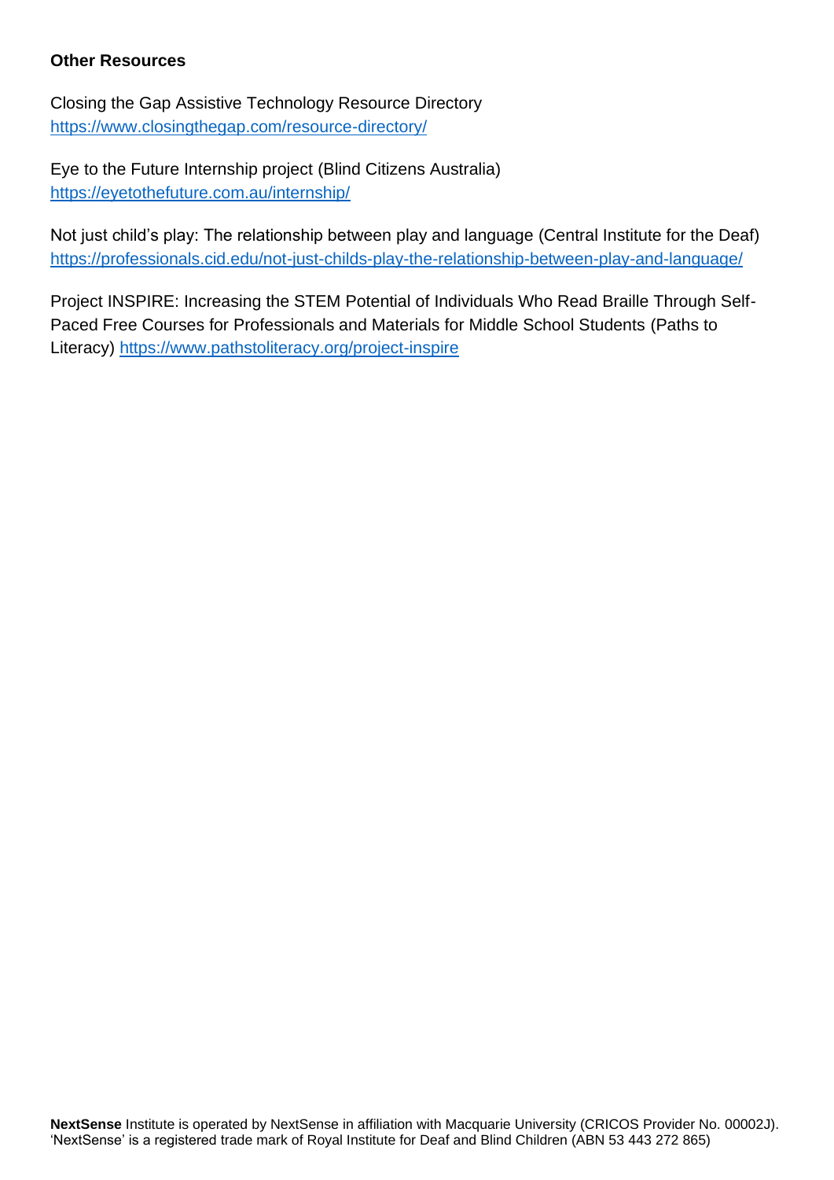**Other Resources**

Closing the Gap Assistive Technology Resource Directory
https://www.closingthegap.com/resource-directory/

Eye to the Future Internship project (Blind Citizens Australia)
https://eyetothefuture.com.au/internship/

Not just child's play: The relationship between play and language (Central Institute for the Deaf)
https://professionals.cid.edu/not-just-childs-play-the-relationship-between-play-and-language/

Project INSPIRE: Increasing the STEM Potential of Individuals Who Read Braille Through Self-Paced Free Courses for Professionals and Materials for Middle School Students (Paths to Literacy) https://www.pathstoliteracy.org/project-inspire

**NextSense** Institute is operated by NextSense in affiliation with Macquarie University (CRICOS Provider No. 00002J). 'NextSense' is a registered trade mark of Royal Institute for Deaf and Blind Children (ABN 53 443 272 865)